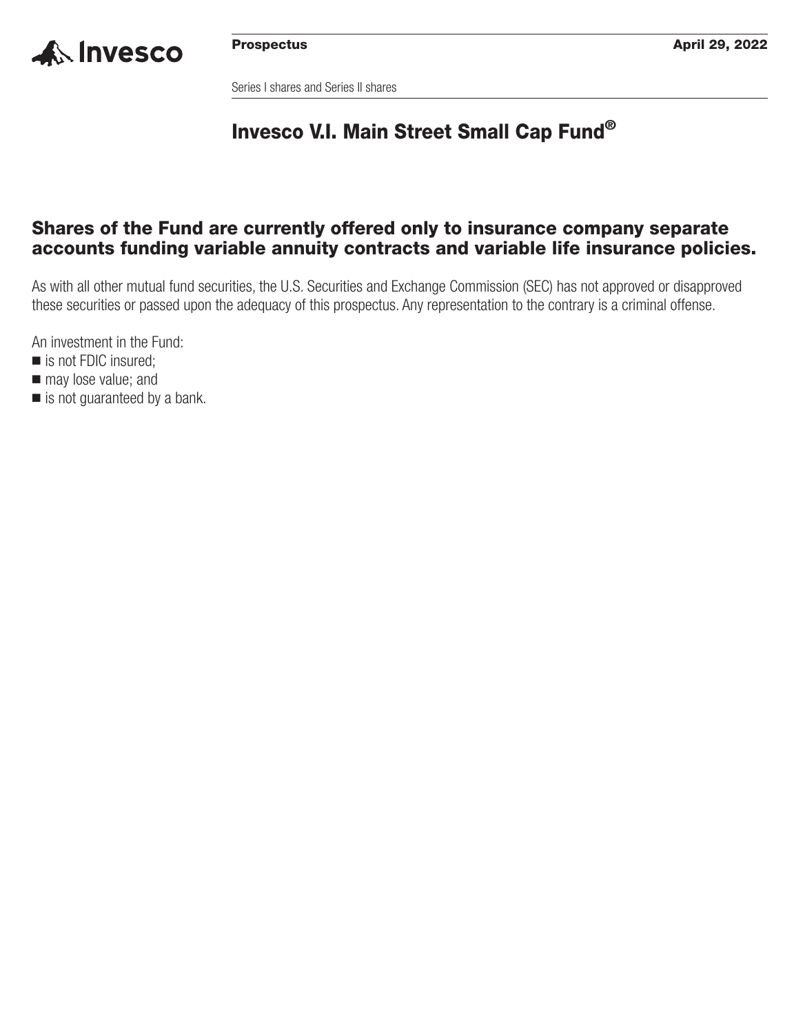Invesco

**Prospectus** **April 29, 2022**

Series I shares and Series II shares

# Invesco V.I. Main Street Small Cap Fund®

## Shares of the Fund are currently offered only to insurance company separate accounts funding variable annuity contracts and variable life insurance policies.

As with all other mutual fund securities, the U.S. Securities and Exchange Commission (SEC) has not approved or disapproved these securities or passed upon the adequacy of this prospectus. Any representation to the contrary is a criminal offense.

An investment in the Fund:

- is not FDIC insured;
- may lose value; and
- is not guaranteed by a bank.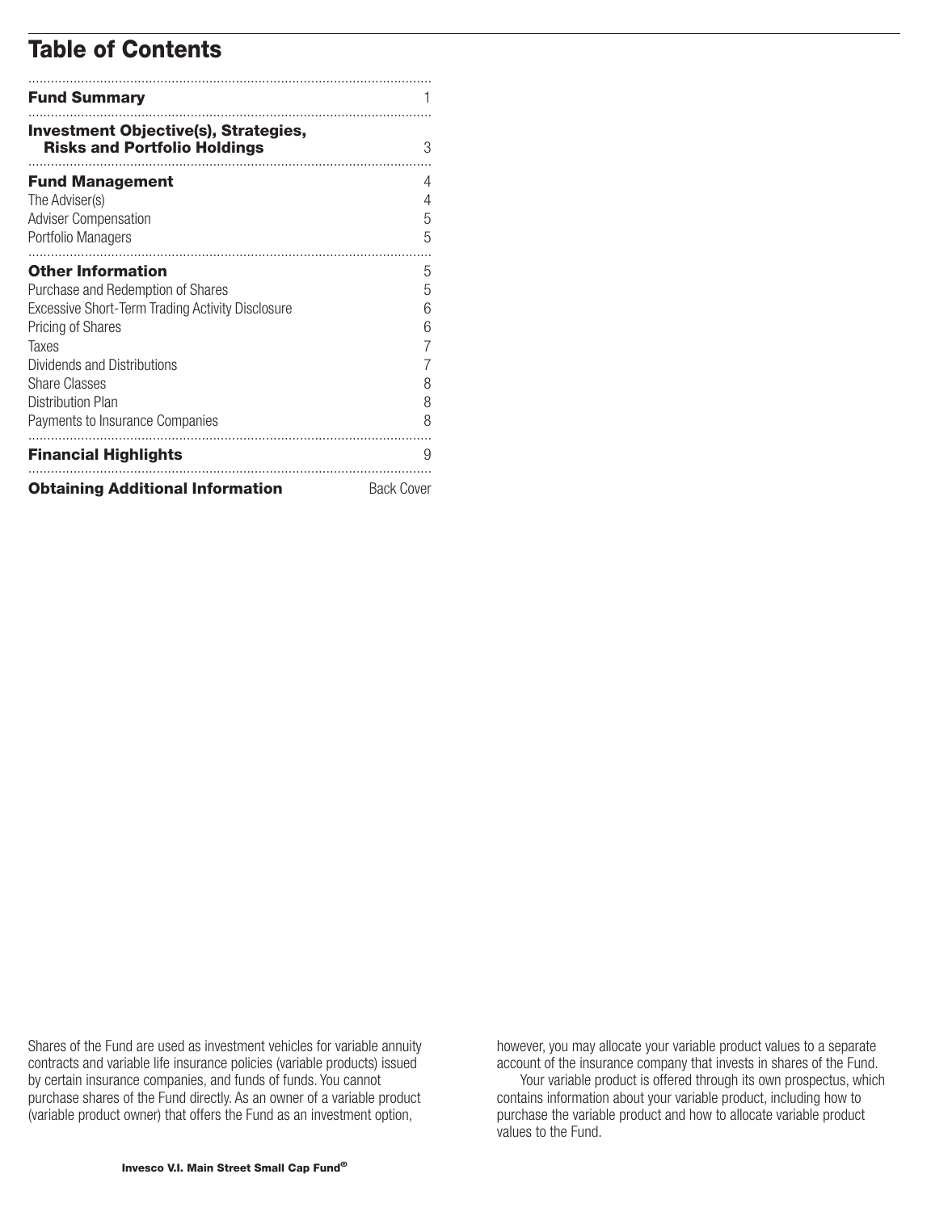# Table of Contents

| | |
|---|---|
| **Fund Summary** | 1 |
| **Investment Objective(s), Strategies, Risks and Portfolio Holdings** | 3 |
| **Fund Management** | 4 |
| The Adviser(s) | 4 |
| Adviser Compensation | 5 |
| Portfolio Managers | 5 |
| **Other Information** | 5 |
| Purchase and Redemption of Shares | 5 |
| Excessive Short-Term Trading Activity Disclosure | 6 |
| Pricing of Shares | 6 |
| Taxes | 7 |
| Dividends and Distributions | 7 |
| Share Classes | 8 |
| Distribution Plan | 8 |
| Payments to Insurance Companies | 8 |
| **Financial Highlights** | 9 |
| **Obtaining Additional Information** | Back Cover |

Shares of the Fund are used as investment vehicles for variable annuity contracts and variable life insurance policies (variable products) issued by certain insurance companies, and funds of funds. You cannot purchase shares of the Fund directly. As an owner of a variable product (variable product owner) that offers the Fund as an investment option, however, you may allocate your variable product values to a separate account of the insurance company that invests in shares of the Fund.

Your variable product is offered through its own prospectus, which contains information about your variable product, including how to purchase the variable product and how to allocate variable product values to the Fund.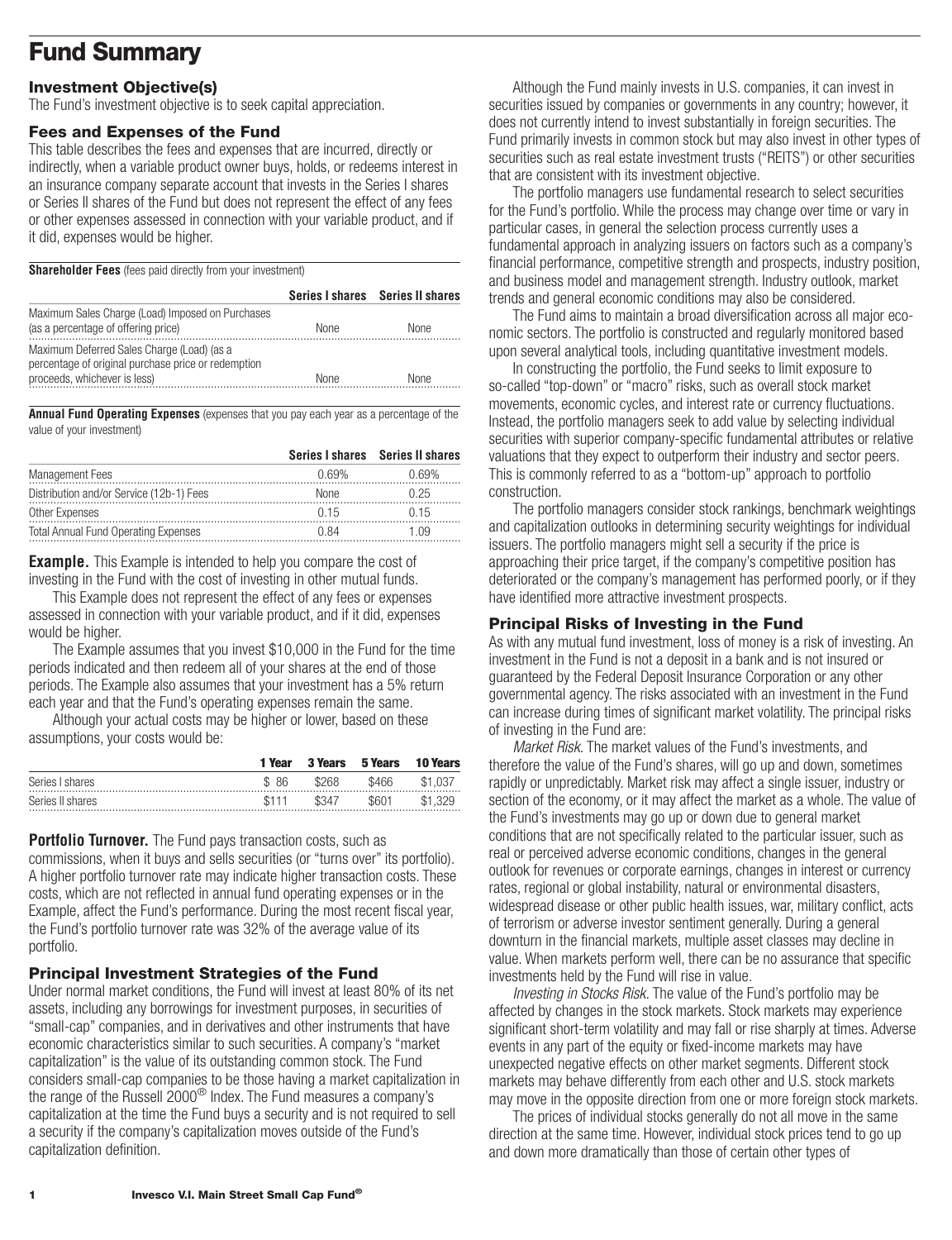# Fund Summary

### Investment Objective(s)

The Fund's investment objective is to seek capital appreciation.

### Fees and Expenses of the Fund

This table describes the fees and expenses that are incurred, directly or indirectly, when a variable product owner buys, holds, or redeems interest in an insurance company separate account that invests in the Series I shares or Series II shares of the Fund but does not represent the effect of any fees or other expenses assessed in connection with your variable product, and if it did, expenses would be higher.

**Shareholder Fees** (fees paid directly from your investment)

| | Series I shares | Series II shares |
|---|---|---|
| Maximum Sales Charge (Load) Imposed on Purchases (as a percentage of offering price) | None | None |
| Maximum Deferred Sales Charge (Load) (as a percentage of original purchase price or redemption proceeds, whichever is less) | None | None |

**Annual Fund Operating Expenses** (expenses that you pay each year as a percentage of the value of your investment)

| | Series I shares | Series II shares |
|---|---|---|
| Management Fees | 0.69% | 0.69% |
| Distribution and/or Service (12b-1) Fees | None | 0.25 |
| Other Expenses | 0.15 | 0.15 |
| Total Annual Fund Operating Expenses | 0.84 | 1.09 |

**Example.** This Example is intended to help you compare the cost of investing in the Fund with the cost of investing in other mutual funds.

This Example does not represent the effect of any fees or expenses assessed in connection with your variable product, and if it did, expenses would be higher.

The Example assumes that you invest $10,000 in the Fund for the time periods indicated and then redeem all of your shares at the end of those periods. The Example also assumes that your investment has a 5% return each year and that the Fund's operating expenses remain the same.

Although your actual costs may be higher or lower, based on these assumptions, your costs would be:

| | 1 Year | 3 Years | 5 Years | 10 Years |
|---|---|---|---|---|
| Series I shares | $ 86 | $268 | $466 | $1,037 |
| Series II shares | $111 | $347 | $601 | $1,329 |

**Portfolio Turnover.** The Fund pays transaction costs, such as commissions, when it buys and sells securities (or "turns over" its portfolio). A higher portfolio turnover rate may indicate higher transaction costs. These costs, which are not reflected in annual fund operating expenses or in the Example, affect the Fund's performance. During the most recent fiscal year, the Fund's portfolio turnover rate was 32% of the average value of its portfolio.

### Principal Investment Strategies of the Fund

Under normal market conditions, the Fund will invest at least 80% of its net assets, including any borrowings for investment purposes, in securities of "small-cap" companies, and in derivatives and other instruments that have economic characteristics similar to such securities. A company's "market capitalization" is the value of its outstanding common stock. The Fund considers small-cap companies to be those having a market capitalization in the range of the Russell 2000® Index. The Fund measures a company's capitalization at the time the Fund buys a security and is not required to sell a security if the company's capitalization moves outside of the Fund's capitalization definition.

Although the Fund mainly invests in U.S. companies, it can invest in securities issued by companies or governments in any country; however, it does not currently intend to invest substantially in foreign securities. The Fund primarily invests in common stock but may also invest in other types of securities such as real estate investment trusts ("REITS") or other securities that are consistent with its investment objective.

The portfolio managers use fundamental research to select securities for the Fund's portfolio. While the process may change over time or vary in particular cases, in general the selection process currently uses a fundamental approach in analyzing issuers on factors such as a company's financial performance, competitive strength and prospects, industry position, and business model and management strength. Industry outlook, market trends and general economic conditions may also be considered.

The Fund aims to maintain a broad diversification across all major economic sectors. The portfolio is constructed and regularly monitored based upon several analytical tools, including quantitative investment models.

In constructing the portfolio, the Fund seeks to limit exposure to so-called "top-down" or "macro" risks, such as overall stock market movements, economic cycles, and interest rate or currency fluctuations. Instead, the portfolio managers seek to add value by selecting individual securities with superior company-specific fundamental attributes or relative valuations that they expect to outperform their industry and sector peers. This is commonly referred to as a "bottom-up" approach to portfolio construction.

The portfolio managers consider stock rankings, benchmark weightings and capitalization outlooks in determining security weightings for individual issuers. The portfolio managers might sell a security if the price is approaching their price target, if the company's competitive position has deteriorated or the company's management has performed poorly, or if they have identified more attractive investment prospects.

### Principal Risks of Investing in the Fund

As with any mutual fund investment, loss of money is a risk of investing. An investment in the Fund is not a deposit in a bank and is not insured or guaranteed by the Federal Deposit Insurance Corporation or any other governmental agency. The risks associated with an investment in the Fund can increase during times of significant market volatility. The principal risks of investing in the Fund are:

*Market Risk.* The market values of the Fund's investments, and therefore the value of the Fund's shares, will go up and down, sometimes rapidly or unpredictably. Market risk may affect a single issuer, industry or section of the economy, or it may affect the market as a whole. The value of the Fund's investments may go up or down due to general market conditions that are not specifically related to the particular issuer, such as real or perceived adverse economic conditions, changes in the general outlook for revenues or corporate earnings, changes in interest or currency rates, regional or global instability, natural or environmental disasters, widespread disease or other public health issues, war, military conflict, acts of terrorism or adverse investor sentiment generally. During a general downturn in the financial markets, multiple asset classes may decline in value. When markets perform well, there can be no assurance that specific investments held by the Fund will rise in value.

*Investing in Stocks Risk.* The value of the Fund's portfolio may be affected by changes in the stock markets. Stock markets may experience significant short-term volatility and may fall or rise sharply at times. Adverse events in any part of the equity or fixed-income markets may have unexpected negative effects on other market segments. Different stock markets may behave differently from each other and U.S. stock markets may move in the opposite direction from one or more foreign stock markets.

The prices of individual stocks generally do not all move in the same direction at the same time. However, individual stock prices tend to go up and down more dramatically than those of certain other types of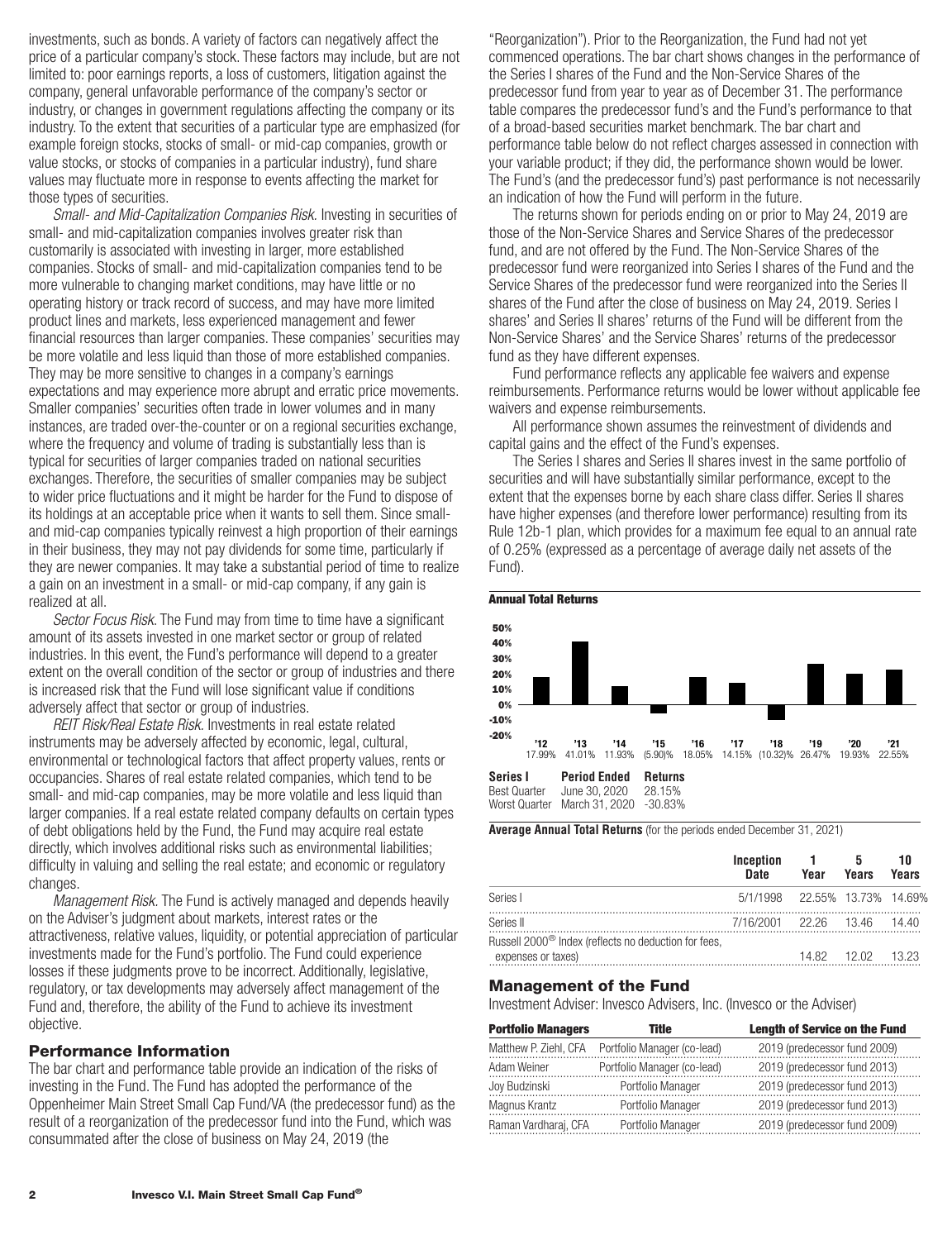investments, such as bonds. A variety of factors can negatively affect the price of a particular company's stock. These factors may include, but are not limited to: poor earnings reports, a loss of customers, litigation against the company, general unfavorable performance of the company's sector or industry, or changes in government regulations affecting the company or its industry. To the extent that securities of a particular type are emphasized (for example foreign stocks, stocks of small- or mid-cap companies, growth or value stocks, or stocks of companies in a particular industry), fund share values may fluctuate more in response to events affecting the market for those types of securities.

*Small- and Mid-Capitalization Companies Risk.* Investing in securities of small- and mid-capitalization companies involves greater risk than customarily is associated with investing in larger, more established companies. Stocks of small- and mid-capitalization companies tend to be more vulnerable to changing market conditions, may have little or no operating history or track record of success, and may have more limited product lines and markets, less experienced management and fewer financial resources than larger companies. These companies' securities may be more volatile and less liquid than those of more established companies. They may be more sensitive to changes in a company's earnings expectations and may experience more abrupt and erratic price movements. Smaller companies' securities often trade in lower volumes and in many instances, are traded over-the-counter or on a regional securities exchange, where the frequency and volume of trading is substantially less than is typical for securities of larger companies traded on national securities exchanges. Therefore, the securities of smaller companies may be subject to wider price fluctuations and it might be harder for the Fund to dispose of its holdings at an acceptable price when it wants to sell them. Since small- and mid-cap companies typically reinvest a high proportion of their earnings in their business, they may not pay dividends for some time, particularly if they are newer companies. It may take a substantial period of time to realize a gain on an investment in a small- or mid-cap company, if any gain is realized at all.

*Sector Focus Risk.* The Fund may from time to time have a significant amount of its assets invested in one market sector or group of related industries. In this event, the Fund's performance will depend to a greater extent on the overall condition of the sector or group of industries and there is increased risk that the Fund will lose significant value if conditions adversely affect that sector or group of industries.

*REIT Risk/Real Estate Risk.* Investments in real estate related instruments may be adversely affected by economic, legal, cultural, environmental or technological factors that affect property values, rents or occupancies. Shares of real estate related companies, which tend to be small- and mid-cap companies, may be more volatile and less liquid than larger companies. If a real estate related company defaults on certain types of debt obligations held by the Fund, the Fund may acquire real estate directly, which involves additional risks such as environmental liabilities; difficulty in valuing and selling the real estate; and economic or regulatory changes.

*Management Risk.* The Fund is actively managed and depends heavily on the Adviser's judgment about markets, interest rates or the attractiveness, relative values, liquidity, or potential appreciation of particular investments made for the Fund's portfolio. The Fund could experience losses if these judgments prove to be incorrect. Additionally, legislative, regulatory, or tax developments may adversely affect management of the Fund and, therefore, the ability of the Fund to achieve its investment objective.

## Performance Information

The bar chart and performance table provide an indication of the risks of investing in the Fund. The Fund has adopted the performance of the Oppenheimer Main Street Small Cap Fund/VA (the predecessor fund) as the result of a reorganization of the predecessor fund into the Fund, which was consummated after the close of business on May 24, 2019 (the "Reorganization"). Prior to the Reorganization, the Fund had not yet commenced operations. The bar chart shows changes in the performance of the Series I shares of the Fund and the Non-Service Shares of the predecessor fund from year to year as of December 31. The performance table compares the predecessor fund's and the Fund's performance to that of a broad-based securities market benchmark. The bar chart and performance table below do not reflect charges assessed in connection with your variable product; if they did, the performance shown would be lower. The Fund's (and the predecessor fund's) past performance is not necessarily an indication of how the Fund will perform in the future.

The returns shown for periods ending on or prior to May 24, 2019 are those of the Non-Service Shares and Service Shares of the predecessor fund, and are not offered by the Fund. The Non-Service Shares of the predecessor fund were reorganized into Series I shares of the Fund and the Service Shares of the predecessor fund were reorganized into the Series II shares of the Fund after the close of business on May 24, 2019. Series I shares' and Series II shares' returns of the Fund will be different from the Non-Service Shares' and the Service Shares' returns of the predecessor fund as they have different expenses.

Fund performance reflects any applicable fee waivers and expense reimbursements. Performance returns would be lower without applicable fee waivers and expense reimbursements.

All performance shown assumes the reinvestment of dividends and capital gains and the effect of the Fund's expenses.

The Series I shares and Series II shares invest in the same portfolio of securities and will have substantially similar performance, except to the extent that the expenses borne by each share class differ. Series II shares have higher expenses (and therefore lower performance) resulting from its Rule 12b-1 plan, which provides for a maximum fee equal to an annual rate of 0.25% (expressed as a percentage of average daily net assets of the Fund).

**Annual Total Returns**

| '12 | '13 | '14 | '15 | '16 | '17 | '18 | '19 | '20 | '21 |
|---|---|---|---|---|---|---|---|---|---|
| 17.99% | 41.01% | 11.93% | (5.90)% | 18.05% | 14.15% | (10.32)% | 26.47% | 19.93% | 22.55% |

| Series I | Period Ended | Returns |
|---|---|---|
| Best Quarter | June 30, 2020 | 28.15% |
| Worst Quarter | March 31, 2020 | -30.83% |

**Average Annual Total Returns** (for the periods ended December 31, 2021)

| | Inception Date | 1 Year | 5 Years | 10 Years |
|---|---|---|---|---|
| Series I | 5/1/1998 | 22.55% | 13.73% | 14.69% |
| Series II | 7/16/2001 | 22.26 | 13.46 | 14.40 |
| Russell 2000® Index (reflects no deduction for fees, expenses or taxes) | | 14.82 | 12.02 | 13.23 |

## Management of the Fund

Investment Adviser: Invesco Advisers, Inc. (Invesco or the Adviser)

| Portfolio Managers | Title | Length of Service on the Fund |
|---|---|---|
| Matthew P. Ziehl, CFA | Portfolio Manager (co-lead) | 2019 (predecessor fund 2009) |
| Adam Weiner | Portfolio Manager (co-lead) | 2019 (predecessor fund 2013) |
| Joy Budzinski | Portfolio Manager | 2019 (predecessor fund 2013) |
| Magnus Krantz | Portfolio Manager | 2019 (predecessor fund 2013) |
| Raman Vardharaj, CFA | Portfolio Manager | 2019 (predecessor fund 2009) |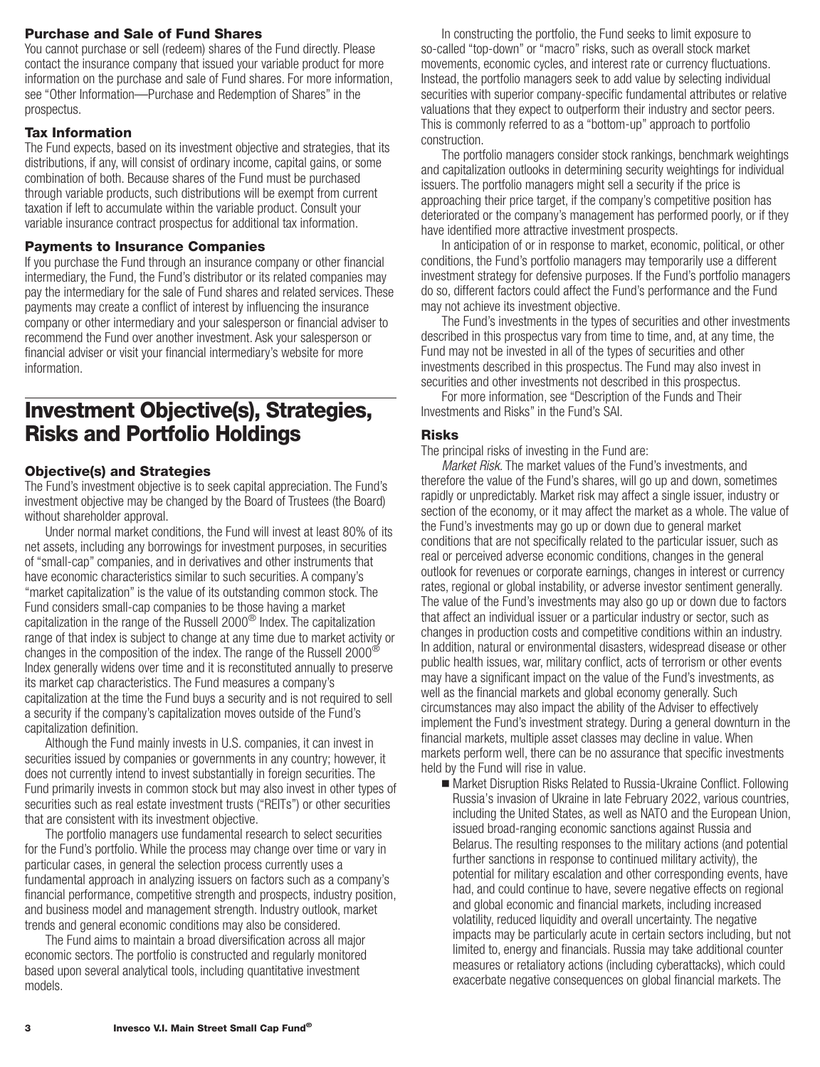### Purchase and Sale of Fund Shares

You cannot purchase or sell (redeem) shares of the Fund directly. Please contact the insurance company that issued your variable product for more information on the purchase and sale of Fund shares. For more information, see "Other Information—Purchase and Redemption of Shares" in the prospectus.

### Tax Information

The Fund expects, based on its investment objective and strategies, that its distributions, if any, will consist of ordinary income, capital gains, or some combination of both. Because shares of the Fund must be purchased through variable products, such distributions will be exempt from current taxation if left to accumulate within the variable product. Consult your variable insurance contract prospectus for additional tax information.

### Payments to Insurance Companies

If you purchase the Fund through an insurance company or other financial intermediary, the Fund, the Fund's distributor or its related companies may pay the intermediary for the sale of Fund shares and related services. These payments may create a conflict of interest by influencing the insurance company or other intermediary and your salesperson or financial adviser to recommend the Fund over another investment. Ask your salesperson or financial adviser or visit your financial intermediary's website for more information.

## Investment Objective(s), Strategies, Risks and Portfolio Holdings

### Objective(s) and Strategies

The Fund's investment objective is to seek capital appreciation. The Fund's investment objective may be changed by the Board of Trustees (the Board) without shareholder approval.

Under normal market conditions, the Fund will invest at least 80% of its net assets, including any borrowings for investment purposes, in securities of "small-cap" companies, and in derivatives and other instruments that have economic characteristics similar to such securities. A company's "market capitalization" is the value of its outstanding common stock. The Fund considers small-cap companies to be those having a market capitalization in the range of the Russell 2000® Index. The capitalization range of that index is subject to change at any time due to market activity or changes in the composition of the index. The range of the Russell 2000® Index generally widens over time and it is reconstituted annually to preserve its market cap characteristics. The Fund measures a company's capitalization at the time the Fund buys a security and is not required to sell a security if the company's capitalization moves outside of the Fund's capitalization definition.

Although the Fund mainly invests in U.S. companies, it can invest in securities issued by companies or governments in any country; however, it does not currently intend to invest substantially in foreign securities. The Fund primarily invests in common stock but may also invest in other types of securities such as real estate investment trusts ("REITs") or other securities that are consistent with its investment objective.

The portfolio managers use fundamental research to select securities for the Fund's portfolio. While the process may change over time or vary in particular cases, in general the selection process currently uses a fundamental approach in analyzing issuers on factors such as a company's financial performance, competitive strength and prospects, industry position, and business model and management strength. Industry outlook, market trends and general economic conditions may also be considered.

The Fund aims to maintain a broad diversification across all major economic sectors. The portfolio is constructed and regularly monitored based upon several analytical tools, including quantitative investment models.

In constructing the portfolio, the Fund seeks to limit exposure to so-called "top-down" or "macro" risks, such as overall stock market movements, economic cycles, and interest rate or currency fluctuations. Instead, the portfolio managers seek to add value by selecting individual securities with superior company-specific fundamental attributes or relative valuations that they expect to outperform their industry and sector peers. This is commonly referred to as a "bottom-up" approach to portfolio construction.

The portfolio managers consider stock rankings, benchmark weightings and capitalization outlooks in determining security weightings for individual issuers. The portfolio managers might sell a security if the price is approaching their price target, if the company's competitive position has deteriorated or the company's management has performed poorly, or if they have identified more attractive investment prospects.

In anticipation of or in response to market, economic, political, or other conditions, the Fund's portfolio managers may temporarily use a different investment strategy for defensive purposes. If the Fund's portfolio managers do so, different factors could affect the Fund's performance and the Fund may not achieve its investment objective.

The Fund's investments in the types of securities and other investments described in this prospectus vary from time to time, and, at any time, the Fund may not be invested in all of the types of securities and other investments described in this prospectus. The Fund may also invest in securities and other investments not described in this prospectus.

For more information, see "Description of the Funds and Their Investments and Risks" in the Fund's SAI.

### Risks

The principal risks of investing in the Fund are:

*Market Risk.* The market values of the Fund's investments, and therefore the value of the Fund's shares, will go up and down, sometimes rapidly or unpredictably. Market risk may affect a single issuer, industry or section of the economy, or it may affect the market as a whole. The value of the Fund's investments may go up or down due to general market conditions that are not specifically related to the particular issuer, such as real or perceived adverse economic conditions, changes in the general outlook for revenues or corporate earnings, changes in interest or currency rates, regional or global instability, or adverse investor sentiment generally. The value of the Fund's investments may also go up or down due to factors that affect an individual issuer or a particular industry or sector, such as changes in production costs and competitive conditions within an industry. In addition, natural or environmental disasters, widespread disease or other public health issues, war, military conflict, acts of terrorism or other events may have a significant impact on the value of the Fund's investments, as well as the financial markets and global economy generally. Such circumstances may also impact the ability of the Adviser to effectively implement the Fund's investment strategy. During a general downturn in the financial markets, multiple asset classes may decline in value. When markets perform well, there can be no assurance that specific investments held by the Fund will rise in value.

- Market Disruption Risks Related to Russia-Ukraine Conflict. Following Russia's invasion of Ukraine in late February 2022, various countries, including the United States, as well as NATO and the European Union, issued broad-ranging economic sanctions against Russia and Belarus. The resulting responses to the military actions (and potential further sanctions in response to continued military activity), the potential for military escalation and other corresponding events, have had, and could continue to have, severe negative effects on regional and global economic and financial markets, including increased volatility, reduced liquidity and overall uncertainty. The negative impacts may be particularly acute in certain sectors including, but not limited to, energy and financials. Russia may take additional counter measures or retaliatory actions (including cyberattacks), which could exacerbate negative consequences on global financial markets. The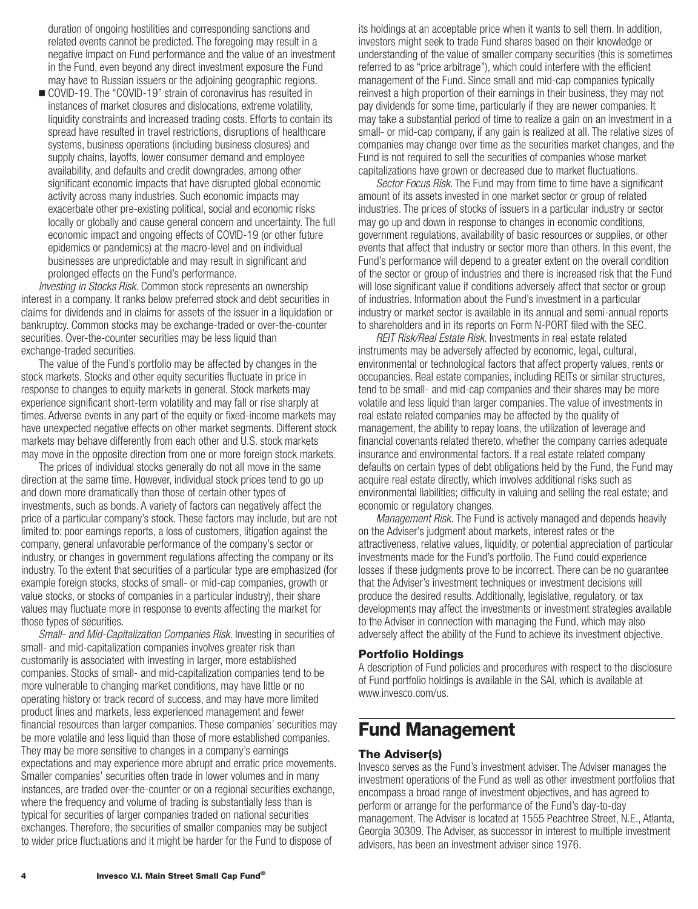duration of ongoing hostilities and corresponding sanctions and related events cannot be predicted. The foregoing may result in a negative impact on Fund performance and the value of an investment in the Fund, even beyond any direct investment exposure the Fund may have to Russian issuers or the adjoining geographic regions.

- COVID-19. The "COVID-19" strain of coronavirus has resulted in instances of market closures and dislocations, extreme volatility, liquidity constraints and increased trading costs. Efforts to contain its spread have resulted in travel restrictions, disruptions of healthcare systems, business operations (including business closures) and supply chains, layoffs, lower consumer demand and employee availability, and defaults and credit downgrades, among other significant economic impacts that have disrupted global economic activity across many industries. Such economic impacts may exacerbate other pre-existing political, social and economic risks locally or globally and cause general concern and uncertainty. The full economic impact and ongoing effects of COVID-19 (or other future epidemics or pandemics) at the macro-level and on individual businesses are unpredictable and may result in significant and prolonged effects on the Fund's performance.

*Investing in Stocks Risk.* Common stock represents an ownership interest in a company. It ranks below preferred stock and debt securities in claims for dividends and in claims for assets of the issuer in a liquidation or bankruptcy. Common stocks may be exchange-traded or over-the-counter securities. Over-the-counter securities may be less liquid than exchange-traded securities.

The value of the Fund's portfolio may be affected by changes in the stock markets. Stocks and other equity securities fluctuate in price in response to changes to equity markets in general. Stock markets may experience significant short-term volatility and may fall or rise sharply at times. Adverse events in any part of the equity or fixed-income markets may have unexpected negative effects on other market segments. Different stock markets may behave differently from each other and U.S. stock markets may move in the opposite direction from one or more foreign stock markets.

The prices of individual stocks generally do not all move in the same direction at the same time. However, individual stock prices tend to go up and down more dramatically than those of certain other types of investments, such as bonds. A variety of factors can negatively affect the price of a particular company's stock. These factors may include, but are not limited to: poor earnings reports, a loss of customers, litigation against the company, general unfavorable performance of the company's sector or industry, or changes in government regulations affecting the company or its industry. To the extent that securities of a particular type are emphasized (for example foreign stocks, stocks of small- or mid-cap companies, growth or value stocks, or stocks of companies in a particular industry), their share values may fluctuate more in response to events affecting the market for those types of securities.

*Small- and Mid-Capitalization Companies Risk.* Investing in securities of small- and mid-capitalization companies involves greater risk than customarily is associated with investing in larger, more established companies. Stocks of small- and mid-capitalization companies tend to be more vulnerable to changing market conditions, may have little or no operating history or track record of success, and may have more limited product lines and markets, less experienced management and fewer financial resources than larger companies. These companies' securities may be more volatile and less liquid than those of more established companies. They may be more sensitive to changes in a company's earnings expectations and may experience more abrupt and erratic price movements. Smaller companies' securities often trade in lower volumes and in many instances, are traded over-the-counter or on a regional securities exchange, where the frequency and volume of trading is substantially less than is typical for securities of larger companies traded on national securities exchanges. Therefore, the securities of smaller companies may be subject to wider price fluctuations and it might be harder for the Fund to dispose of its holdings at an acceptable price when it wants to sell them. In addition, investors might seek to trade Fund shares based on their knowledge or understanding of the value of smaller company securities (this is sometimes referred to as "price arbitrage"), which could interfere with the efficient management of the Fund. Since small and mid-cap companies typically reinvest a high proportion of their earnings in their business, they may not pay dividends for some time, particularly if they are newer companies. It may take a substantial period of time to realize a gain on an investment in a small- or mid-cap company, if any gain is realized at all. The relative sizes of companies may change over time as the securities market changes, and the Fund is not required to sell the securities of companies whose market capitalizations have grown or decreased due to market fluctuations.

*Sector Focus Risk.* The Fund may from time to time have a significant amount of its assets invested in one market sector or group of related industries. The prices of stocks of issuers in a particular industry or sector may go up and down in response to changes in economic conditions, government regulations, availability of basic resources or supplies, or other events that affect that industry or sector more than others. In this event, the Fund's performance will depend to a greater extent on the overall condition of the sector or group of industries and there is increased risk that the Fund will lose significant value if conditions adversely affect that sector or group of industries. Information about the Fund's investment in a particular industry or market sector is available in its annual and semi-annual reports to shareholders and in its reports on Form N-PORT filed with the SEC.

*REIT Risk/Real Estate Risk.* Investments in real estate related instruments may be adversely affected by economic, legal, cultural, environmental or technological factors that affect property values, rents or occupancies. Real estate companies, including REITs or similar structures, tend to be small- and mid-cap companies and their shares may be more volatile and less liquid than larger companies. The value of investments in real estate related companies may be affected by the quality of management, the ability to repay loans, the utilization of leverage and financial covenants related thereto, whether the company carries adequate insurance and environmental factors. If a real estate related company defaults on certain types of debt obligations held by the Fund, the Fund may acquire real estate directly, which involves additional risks such as environmental liabilities; difficulty in valuing and selling the real estate; and economic or regulatory changes.

*Management Risk.* The Fund is actively managed and depends heavily on the Adviser's judgment about markets, interest rates or the attractiveness, relative values, liquidity, or potential appreciation of particular investments made for the Fund's portfolio. The Fund could experience losses if these judgments prove to be incorrect. There can be no guarantee that the Adviser's investment techniques or investment decisions will produce the desired results. Additionally, legislative, regulatory, or tax developments may affect the investments or investment strategies available to the Adviser in connection with managing the Fund, which may also adversely affect the ability of the Fund to achieve its investment objective.

### Portfolio Holdings

A description of Fund policies and procedures with respect to the disclosure of Fund portfolio holdings is available in the SAI, which is available at www.invesco.com/us.

# Fund Management

### The Adviser(s)

Invesco serves as the Fund's investment adviser. The Adviser manages the investment operations of the Fund as well as other investment portfolios that encompass a broad range of investment objectives, and has agreed to perform or arrange for the performance of the Fund's day-to-day management. The Adviser is located at 1555 Peachtree Street, N.E., Atlanta, Georgia 30309. The Adviser, as successor in interest to multiple investment advisers, has been an investment adviser since 1976.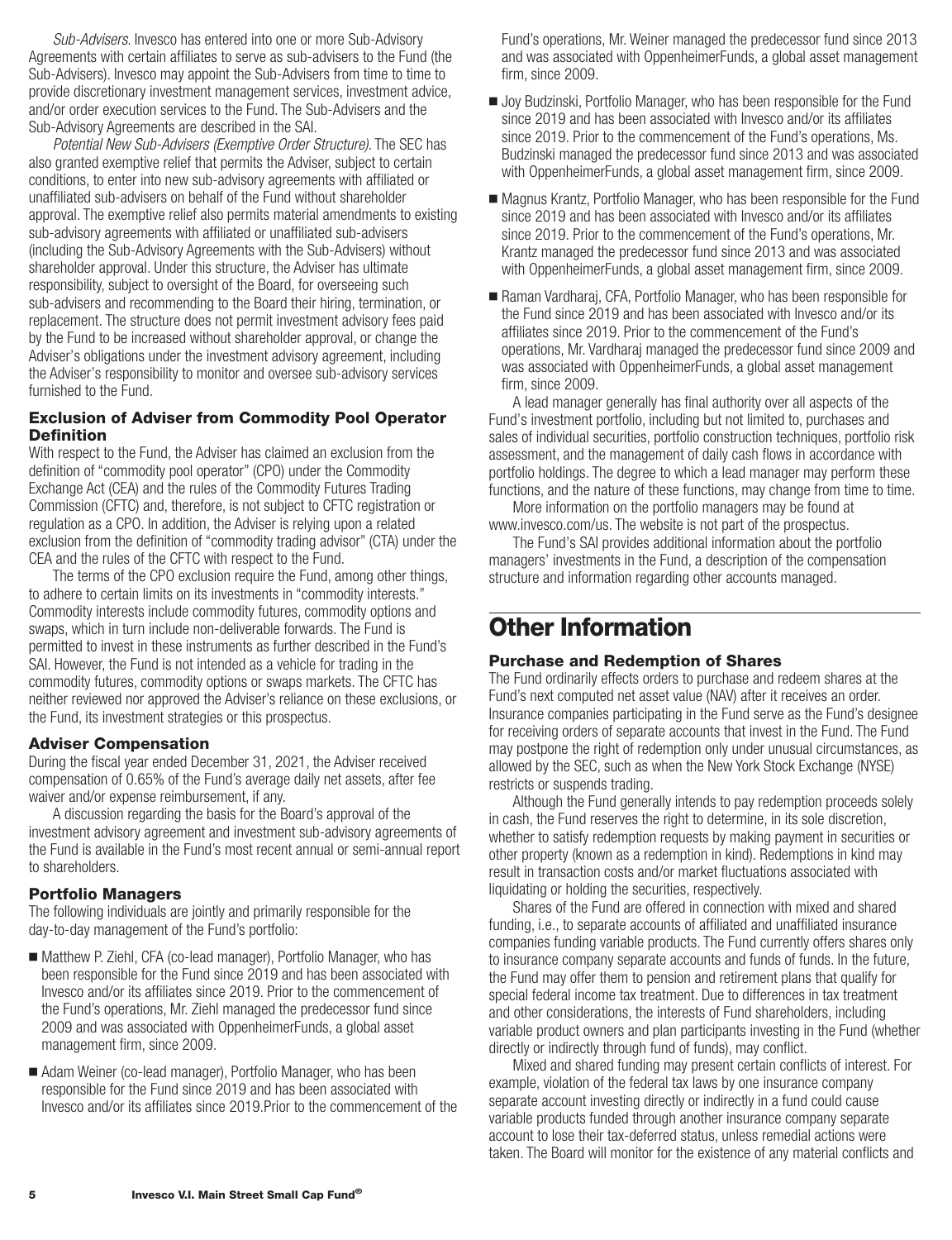*Sub-Advisers.* Invesco has entered into one or more Sub-Advisory Agreements with certain affiliates to serve as sub-advisers to the Fund (the Sub-Advisers). Invesco may appoint the Sub-Advisers from time to time to provide discretionary investment management services, investment advice, and/or order execution services to the Fund. The Sub-Advisers and the Sub-Advisory Agreements are described in the SAI.

*Potential New Sub-Advisers (Exemptive Order Structure).* The SEC has also granted exemptive relief that permits the Adviser, subject to certain conditions, to enter into new sub-advisory agreements with affiliated or unaffiliated sub-advisers on behalf of the Fund without shareholder approval. The exemptive relief also permits material amendments to existing sub-advisory agreements with affiliated or unaffiliated sub-advisers (including the Sub-Advisory Agreements with the Sub-Advisers) without shareholder approval. Under this structure, the Adviser has ultimate responsibility, subject to oversight of the Board, for overseeing such sub-advisers and recommending to the Board their hiring, termination, or replacement. The structure does not permit investment advisory fees paid by the Fund to be increased without shareholder approval, or change the Adviser's obligations under the investment advisory agreement, including the Adviser's responsibility to monitor and oversee sub-advisory services furnished to the Fund.

### Exclusion of Adviser from Commodity Pool Operator Definition

With respect to the Fund, the Adviser has claimed an exclusion from the definition of "commodity pool operator" (CPO) under the Commodity Exchange Act (CEA) and the rules of the Commodity Futures Trading Commission (CFTC) and, therefore, is not subject to CFTC registration or regulation as a CPO. In addition, the Adviser is relying upon a related exclusion from the definition of "commodity trading advisor" (CTA) under the CEA and the rules of the CFTC with respect to the Fund.

The terms of the CPO exclusion require the Fund, among other things, to adhere to certain limits on its investments in "commodity interests." Commodity interests include commodity futures, commodity options and swaps, which in turn include non-deliverable forwards. The Fund is permitted to invest in these instruments as further described in the Fund's SAI. However, the Fund is not intended as a vehicle for trading in the commodity futures, commodity options or swaps markets. The CFTC has neither reviewed nor approved the Adviser's reliance on these exclusions, or the Fund, its investment strategies or this prospectus.

### Adviser Compensation

During the fiscal year ended December 31, 2021, the Adviser received compensation of 0.65% of the Fund's average daily net assets, after fee waiver and/or expense reimbursement, if any.

A discussion regarding the basis for the Board's approval of the investment advisory agreement and investment sub-advisory agreements of the Fund is available in the Fund's most recent annual or semi-annual report to shareholders.

### Portfolio Managers

The following individuals are jointly and primarily responsible for the day-to-day management of the Fund's portfolio:

- Matthew P. Ziehl, CFA (co-lead manager), Portfolio Manager, who has been responsible for the Fund since 2019 and has been associated with Invesco and/or its affiliates since 2019. Prior to the commencement of the Fund's operations, Mr. Ziehl managed the predecessor fund since 2009 and was associated with OppenheimerFunds, a global asset management firm, since 2009.
- Adam Weiner (co-lead manager), Portfolio Manager, who has been responsible for the Fund since 2019 and has been associated with Invesco and/or its affiliates since 2019.Prior to the commencement of the Fund's operations, Mr. Weiner managed the predecessor fund since 2013 and was associated with OppenheimerFunds, a global asset management firm, since 2009.
- Joy Budzinski, Portfolio Manager, who has been responsible for the Fund since 2019 and has been associated with Invesco and/or its affiliates since 2019. Prior to the commencement of the Fund's operations, Ms. Budzinski managed the predecessor fund since 2013 and was associated with OppenheimerFunds, a global asset management firm, since 2009.
- Magnus Krantz, Portfolio Manager, who has been responsible for the Fund since 2019 and has been associated with Invesco and/or its affiliates since 2019. Prior to the commencement of the Fund's operations, Mr. Krantz managed the predecessor fund since 2013 and was associated with OppenheimerFunds, a global asset management firm, since 2009.
- Raman Vardharaj, CFA, Portfolio Manager, who has been responsible for the Fund since 2019 and has been associated with Invesco and/or its affiliates since 2019. Prior to the commencement of the Fund's operations, Mr. Vardharaj managed the predecessor fund since 2009 and was associated with OppenheimerFunds, a global asset management firm, since 2009.

A lead manager generally has final authority over all aspects of the Fund's investment portfolio, including but not limited to, purchases and sales of individual securities, portfolio construction techniques, portfolio risk assessment, and the management of daily cash flows in accordance with portfolio holdings. The degree to which a lead manager may perform these functions, and the nature of these functions, may change from time to time.

More information on the portfolio managers may be found at www.invesco.com/us. The website is not part of the prospectus.

The Fund's SAI provides additional information about the portfolio managers' investments in the Fund, a description of the compensation structure and information regarding other accounts managed.

## Other Information

### Purchase and Redemption of Shares

The Fund ordinarily effects orders to purchase and redeem shares at the Fund's next computed net asset value (NAV) after it receives an order. Insurance companies participating in the Fund serve as the Fund's designee for receiving orders of separate accounts that invest in the Fund. The Fund may postpone the right of redemption only under unusual circumstances, as allowed by the SEC, such as when the New York Stock Exchange (NYSE) restricts or suspends trading.

Although the Fund generally intends to pay redemption proceeds solely in cash, the Fund reserves the right to determine, in its sole discretion, whether to satisfy redemption requests by making payment in securities or other property (known as a redemption in kind). Redemptions in kind may result in transaction costs and/or market fluctuations associated with liquidating or holding the securities, respectively.

Shares of the Fund are offered in connection with mixed and shared funding, i.e., to separate accounts of affiliated and unaffiliated insurance companies funding variable products. The Fund currently offers shares only to insurance company separate accounts and funds of funds. In the future, the Fund may offer them to pension and retirement plans that qualify for special federal income tax treatment. Due to differences in tax treatment and other considerations, the interests of Fund shareholders, including variable product owners and plan participants investing in the Fund (whether directly or indirectly through fund of funds), may conflict.

Mixed and shared funding may present certain conflicts of interest. For example, violation of the federal tax laws by one insurance company separate account investing directly or indirectly in a fund could cause variable products funded through another insurance company separate account to lose their tax-deferred status, unless remedial actions were taken. The Board will monitor for the existence of any material conflicts and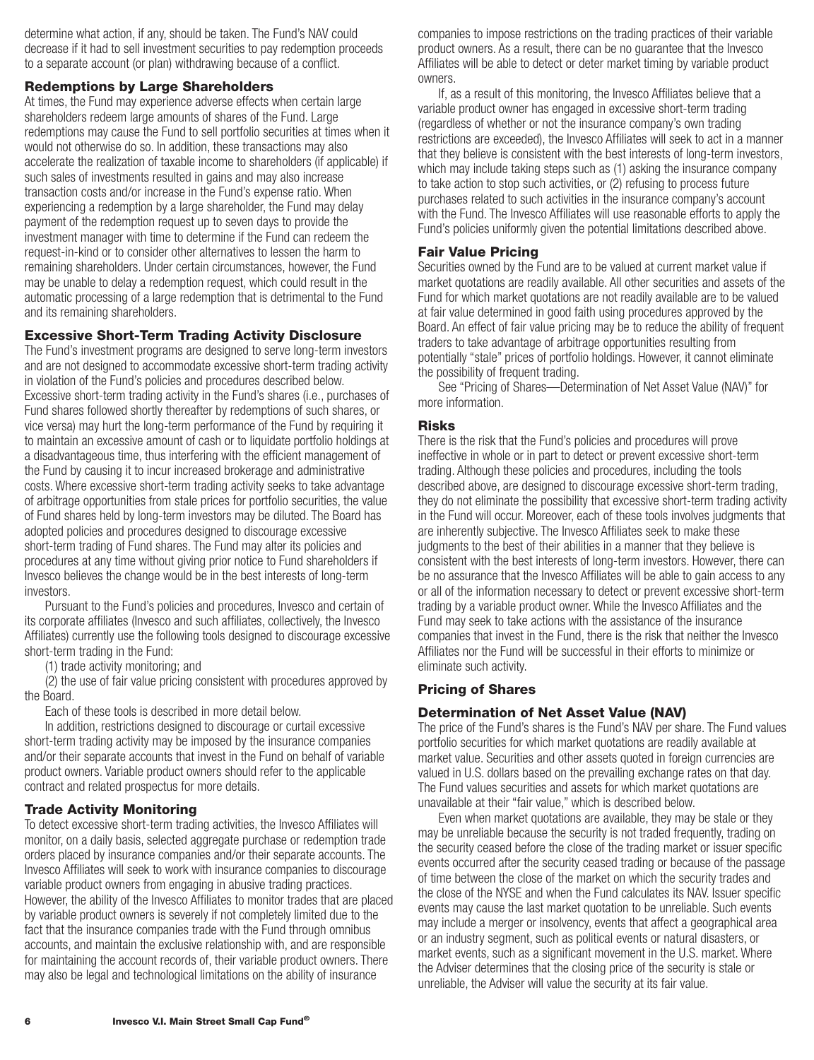determine what action, if any, should be taken. The Fund's NAV could decrease if it had to sell investment securities to pay redemption proceeds to a separate account (or plan) withdrawing because of a conflict.

### Redemptions by Large Shareholders

At times, the Fund may experience adverse effects when certain large shareholders redeem large amounts of shares of the Fund. Large redemptions may cause the Fund to sell portfolio securities at times when it would not otherwise do so. In addition, these transactions may also accelerate the realization of taxable income to shareholders (if applicable) if such sales of investments resulted in gains and may also increase transaction costs and/or increase in the Fund's expense ratio. When experiencing a redemption by a large shareholder, the Fund may delay payment of the redemption request up to seven days to provide the investment manager with time to determine if the Fund can redeem the request-in-kind or to consider other alternatives to lessen the harm to remaining shareholders. Under certain circumstances, however, the Fund may be unable to delay a redemption request, which could result in the automatic processing of a large redemption that is detrimental to the Fund and its remaining shareholders.

### Excessive Short-Term Trading Activity Disclosure

The Fund's investment programs are designed to serve long-term investors and are not designed to accommodate excessive short-term trading activity in violation of the Fund's policies and procedures described below. Excessive short-term trading activity in the Fund's shares (i.e., purchases of Fund shares followed shortly thereafter by redemptions of such shares, or vice versa) may hurt the long-term performance of the Fund by requiring it to maintain an excessive amount of cash or to liquidate portfolio holdings at a disadvantageous time, thus interfering with the efficient management of the Fund by causing it to incur increased brokerage and administrative costs. Where excessive short-term trading activity seeks to take advantage of arbitrage opportunities from stale prices for portfolio securities, the value of Fund shares held by long-term investors may be diluted. The Board has adopted policies and procedures designed to discourage excessive short-term trading of Fund shares. The Fund may alter its policies and procedures at any time without giving prior notice to Fund shareholders if Invesco believes the change would be in the best interests of long-term investors.

Pursuant to the Fund's policies and procedures, Invesco and certain of its corporate affiliates (Invesco and such affiliates, collectively, the Invesco Affiliates) currently use the following tools designed to discourage excessive short-term trading in the Fund:

(1) trade activity monitoring; and

(2) the use of fair value pricing consistent with procedures approved by the Board.

Each of these tools is described in more detail below.

In addition, restrictions designed to discourage or curtail excessive short-term trading activity may be imposed by the insurance companies and/or their separate accounts that invest in the Fund on behalf of variable product owners. Variable product owners should refer to the applicable contract and related prospectus for more details.

### Trade Activity Monitoring

To detect excessive short-term trading activities, the Invesco Affiliates will monitor, on a daily basis, selected aggregate purchase or redemption trade orders placed by insurance companies and/or their separate accounts. The Invesco Affiliates will seek to work with insurance companies to discourage variable product owners from engaging in abusive trading practices. However, the ability of the Invesco Affiliates to monitor trades that are placed by variable product owners is severely if not completely limited due to the fact that the insurance companies trade with the Fund through omnibus accounts, and maintain the exclusive relationship with, and are responsible for maintaining the account records of, their variable product owners. There may also be legal and technological limitations on the ability of insurance companies to impose restrictions on the trading practices of their variable product owners. As a result, there can be no guarantee that the Invesco Affiliates will be able to detect or deter market timing by variable product owners.

If, as a result of this monitoring, the Invesco Affiliates believe that a variable product owner has engaged in excessive short-term trading (regardless of whether or not the insurance company's own trading restrictions are exceeded), the Invesco Affiliates will seek to act in a manner that they believe is consistent with the best interests of long-term investors, which may include taking steps such as (1) asking the insurance company to take action to stop such activities, or (2) refusing to process future purchases related to such activities in the insurance company's account with the Fund. The Invesco Affiliates will use reasonable efforts to apply the Fund's policies uniformly given the potential limitations described above.

### Fair Value Pricing

Securities owned by the Fund are to be valued at current market value if market quotations are readily available. All other securities and assets of the Fund for which market quotations are not readily available are to be valued at fair value determined in good faith using procedures approved by the Board. An effect of fair value pricing may be to reduce the ability of frequent traders to take advantage of arbitrage opportunities resulting from potentially "stale" prices of portfolio holdings. However, it cannot eliminate the possibility of frequent trading.

See "Pricing of Shares—Determination of Net Asset Value (NAV)" for more information.

### Risks

There is the risk that the Fund's policies and procedures will prove ineffective in whole or in part to detect or prevent excessive short-term trading. Although these policies and procedures, including the tools described above, are designed to discourage excessive short-term trading, they do not eliminate the possibility that excessive short-term trading activity in the Fund will occur. Moreover, each of these tools involves judgments that are inherently subjective. The Invesco Affiliates seek to make these judgments to the best of their abilities in a manner that they believe is consistent with the best interests of long-term investors. However, there can be no assurance that the Invesco Affiliates will be able to gain access to any or all of the information necessary to detect or prevent excessive short-term trading by a variable product owner. While the Invesco Affiliates and the Fund may seek to take actions with the assistance of the insurance companies that invest in the Fund, there is the risk that neither the Invesco Affiliates nor the Fund will be successful in their efforts to minimize or eliminate such activity.

## Pricing of Shares

### Determination of Net Asset Value (NAV)

The price of the Fund's shares is the Fund's NAV per share. The Fund values portfolio securities for which market quotations are readily available at market value. Securities and other assets quoted in foreign currencies are valued in U.S. dollars based on the prevailing exchange rates on that day. The Fund values securities and assets for which market quotations are unavailable at their "fair value," which is described below.

Even when market quotations are available, they may be stale or they may be unreliable because the security is not traded frequently, trading on the security ceased before the close of the trading market or issuer specific events occurred after the security ceased trading or because of the passage of time between the close of the market on which the security trades and the close of the NYSE and when the Fund calculates its NAV. Issuer specific events may cause the last market quotation to be unreliable. Such events may include a merger or insolvency, events that affect a geographical area or an industry segment, such as political events or natural disasters, or market events, such as a significant movement in the U.S. market. Where the Adviser determines that the closing price of the security is stale or unreliable, the Adviser will value the security at its fair value.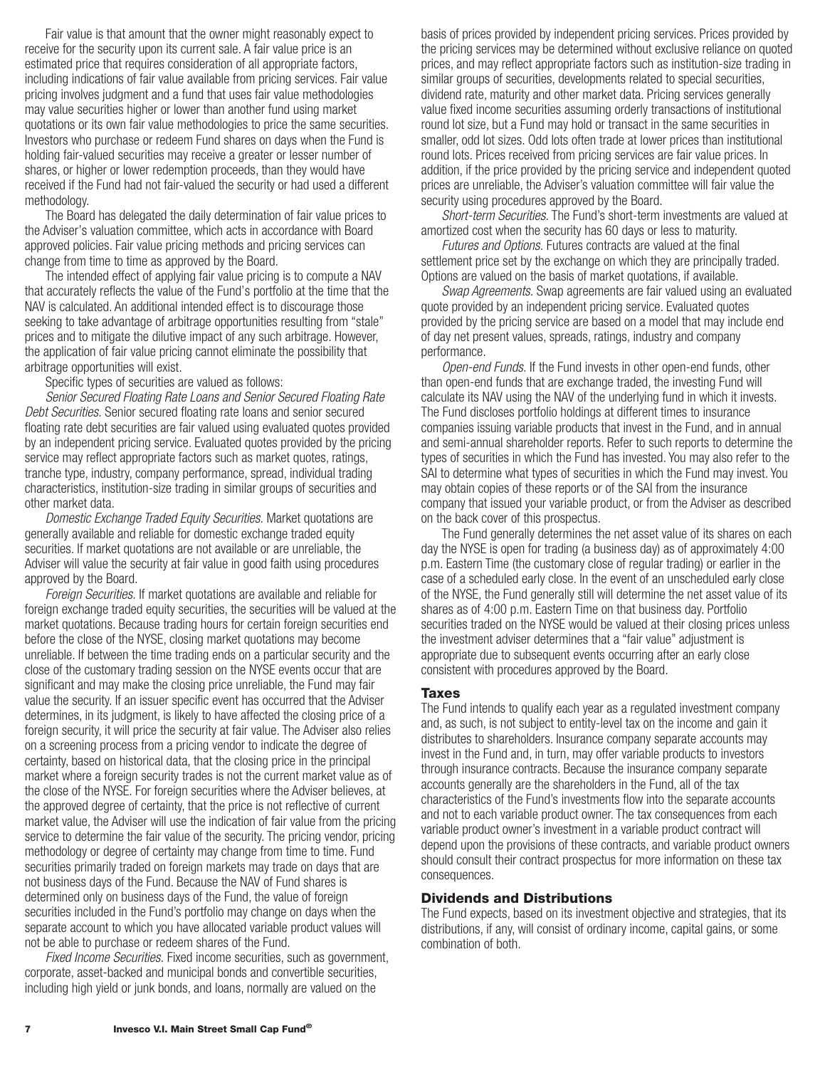Fair value is that amount that the owner might reasonably expect to receive for the security upon its current sale. A fair value price is an estimated price that requires consideration of all appropriate factors, including indications of fair value available from pricing services. Fair value pricing involves judgment and a fund that uses fair value methodologies may value securities higher or lower than another fund using market quotations or its own fair value methodologies to price the same securities. Investors who purchase or redeem Fund shares on days when the Fund is holding fair-valued securities may receive a greater or lesser number of shares, or higher or lower redemption proceeds, than they would have received if the Fund had not fair-valued the security or had used a different methodology.

The Board has delegated the daily determination of fair value prices to the Adviser's valuation committee, which acts in accordance with Board approved policies. Fair value pricing methods and pricing services can change from time to time as approved by the Board.

The intended effect of applying fair value pricing is to compute a NAV that accurately reflects the value of the Fund's portfolio at the time that the NAV is calculated. An additional intended effect is to discourage those seeking to take advantage of arbitrage opportunities resulting from "stale" prices and to mitigate the dilutive impact of any such arbitrage. However, the application of fair value pricing cannot eliminate the possibility that arbitrage opportunities will exist.

Specific types of securities are valued as follows:

*Senior Secured Floating Rate Loans and Senior Secured Floating Rate Debt Securities.* Senior secured floating rate loans and senior secured floating rate debt securities are fair valued using evaluated quotes provided by an independent pricing service. Evaluated quotes provided by the pricing service may reflect appropriate factors such as market quotes, ratings, tranche type, industry, company performance, spread, individual trading characteristics, institution-size trading in similar groups of securities and other market data.

*Domestic Exchange Traded Equity Securities.* Market quotations are generally available and reliable for domestic exchange traded equity securities. If market quotations are not available or are unreliable, the Adviser will value the security at fair value in good faith using procedures approved by the Board.

*Foreign Securities.* If market quotations are available and reliable for foreign exchange traded equity securities, the securities will be valued at the market quotations. Because trading hours for certain foreign securities end before the close of the NYSE, closing market quotations may become unreliable. If between the time trading ends on a particular security and the close of the customary trading session on the NYSE events occur that are significant and may make the closing price unreliable, the Fund may fair value the security. If an issuer specific event has occurred that the Adviser determines, in its judgment, is likely to have affected the closing price of a foreign security, it will price the security at fair value. The Adviser also relies on a screening process from a pricing vendor to indicate the degree of certainty, based on historical data, that the closing price in the principal market where a foreign security trades is not the current market value as of the close of the NYSE. For foreign securities where the Adviser believes, at the approved degree of certainty, that the price is not reflective of current market value, the Adviser will use the indication of fair value from the pricing service to determine the fair value of the security. The pricing vendor, pricing methodology or degree of certainty may change from time to time. Fund securities primarily traded on foreign markets may trade on days that are not business days of the Fund. Because the NAV of Fund shares is determined only on business days of the Fund, the value of foreign securities included in the Fund's portfolio may change on days when the separate account to which you have allocated variable product values will not be able to purchase or redeem shares of the Fund.

*Fixed Income Securities.* Fixed income securities, such as government, corporate, asset-backed and municipal bonds and convertible securities, including high yield or junk bonds, and loans, normally are valued on the basis of prices provided by independent pricing services. Prices provided by the pricing services may be determined without exclusive reliance on quoted prices, and may reflect appropriate factors such as institution-size trading in similar groups of securities, developments related to special securities, dividend rate, maturity and other market data. Pricing services generally value fixed income securities assuming orderly transactions of institutional round lot size, but a Fund may hold or transact in the same securities in smaller, odd lot sizes. Odd lots often trade at lower prices than institutional round lots. Prices received from pricing services are fair value prices. In addition, if the price provided by the pricing service and independent quoted prices are unreliable, the Adviser's valuation committee will fair value the security using procedures approved by the Board.

*Short-term Securities.* The Fund's short-term investments are valued at amortized cost when the security has 60 days or less to maturity.

*Futures and Options.* Futures contracts are valued at the final settlement price set by the exchange on which they are principally traded. Options are valued on the basis of market quotations, if available.

*Swap Agreements.* Swap agreements are fair valued using an evaluated quote provided by an independent pricing service. Evaluated quotes provided by the pricing service are based on a model that may include end of day net present values, spreads, ratings, industry and company performance.

*Open-end Funds.* If the Fund invests in other open-end funds, other than open-end funds that are exchange traded, the investing Fund will calculate its NAV using the NAV of the underlying fund in which it invests. The Fund discloses portfolio holdings at different times to insurance companies issuing variable products that invest in the Fund, and in annual and semi-annual shareholder reports. Refer to such reports to determine the types of securities in which the Fund has invested. You may also refer to the SAI to determine what types of securities in which the Fund may invest. You may obtain copies of these reports or of the SAI from the insurance company that issued your variable product, or from the Adviser as described on the back cover of this prospectus.

The Fund generally determines the net asset value of its shares on each day the NYSE is open for trading (a business day) as of approximately 4:00 p.m. Eastern Time (the customary close of regular trading) or earlier in the case of a scheduled early close. In the event of an unscheduled early close of the NYSE, the Fund generally still will determine the net asset value of its shares as of 4:00 p.m. Eastern Time on that business day. Portfolio securities traded on the NYSE would be valued at their closing prices unless the investment adviser determines that a "fair value" adjustment is appropriate due to subsequent events occurring after an early close consistent with procedures approved by the Board.

## Taxes

The Fund intends to qualify each year as a regulated investment company and, as such, is not subject to entity-level tax on the income and gain it distributes to shareholders. Insurance company separate accounts may invest in the Fund and, in turn, may offer variable products to investors through insurance contracts. Because the insurance company separate accounts generally are the shareholders in the Fund, all of the tax characteristics of the Fund's investments flow into the separate accounts and not to each variable product owner. The tax consequences from each variable product owner's investment in a variable product contract will depend upon the provisions of these contracts, and variable product owners should consult their contract prospectus for more information on these tax consequences.

## Dividends and Distributions

The Fund expects, based on its investment objective and strategies, that its distributions, if any, will consist of ordinary income, capital gains, or some combination of both.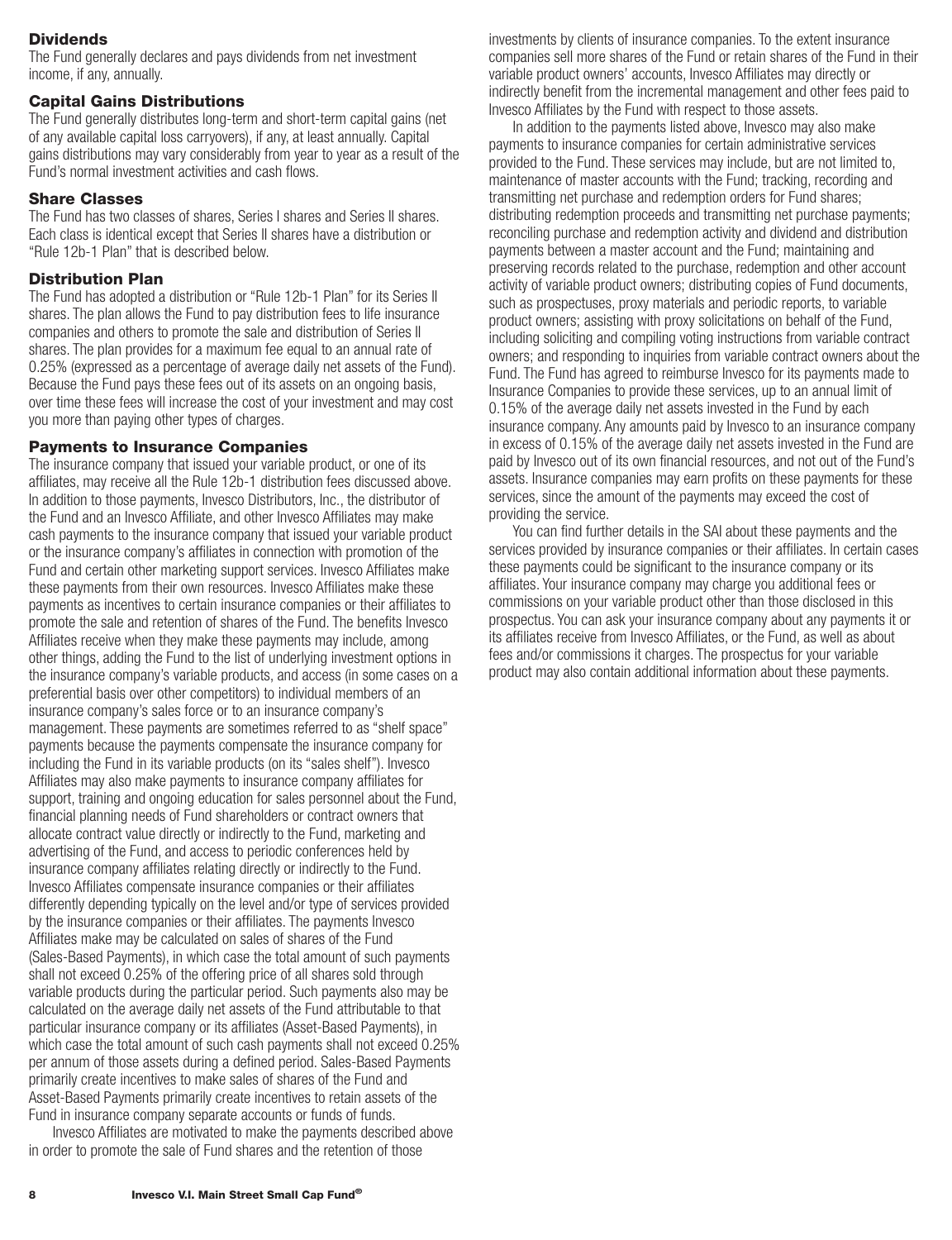### Dividends

The Fund generally declares and pays dividends from net investment income, if any, annually.

### Capital Gains Distributions

The Fund generally distributes long-term and short-term capital gains (net of any available capital loss carryovers), if any, at least annually. Capital gains distributions may vary considerably from year to year as a result of the Fund's normal investment activities and cash flows.

### Share Classes

The Fund has two classes of shares, Series I shares and Series II shares. Each class is identical except that Series II shares have a distribution or "Rule 12b-1 Plan" that is described below.

### Distribution Plan

The Fund has adopted a distribution or "Rule 12b-1 Plan" for its Series II shares. The plan allows the Fund to pay distribution fees to life insurance companies and others to promote the sale and distribution of Series II shares. The plan provides for a maximum fee equal to an annual rate of 0.25% (expressed as a percentage of average daily net assets of the Fund). Because the Fund pays these fees out of its assets on an ongoing basis, over time these fees will increase the cost of your investment and may cost you more than paying other types of charges.

### Payments to Insurance Companies

The insurance company that issued your variable product, or one of its affiliates, may receive all the Rule 12b-1 distribution fees discussed above. In addition to those payments, Invesco Distributors, Inc., the distributor of the Fund and an Invesco Affiliate, and other Invesco Affiliates may make cash payments to the insurance company that issued your variable product or the insurance company's affiliates in connection with promotion of the Fund and certain other marketing support services. Invesco Affiliates make these payments from their own resources. Invesco Affiliates make these payments as incentives to certain insurance companies or their affiliates to promote the sale and retention of shares of the Fund. The benefits Invesco Affiliates receive when they make these payments may include, among other things, adding the Fund to the list of underlying investment options in the insurance company's variable products, and access (in some cases on a preferential basis over other competitors) to individual members of an insurance company's sales force or to an insurance company's management. These payments are sometimes referred to as "shelf space" payments because the payments compensate the insurance company for including the Fund in its variable products (on its "sales shelf"). Invesco Affiliates may also make payments to insurance company affiliates for support, training and ongoing education for sales personnel about the Fund, financial planning needs of Fund shareholders or contract owners that allocate contract value directly or indirectly to the Fund, marketing and advertising of the Fund, and access to periodic conferences held by insurance company affiliates relating directly or indirectly to the Fund. Invesco Affiliates compensate insurance companies or their affiliates differently depending typically on the level and/or type of services provided by the insurance companies or their affiliates. The payments Invesco Affiliates make may be calculated on sales of shares of the Fund (Sales-Based Payments), in which case the total amount of such payments shall not exceed 0.25% of the offering price of all shares sold through variable products during the particular period. Such payments also may be calculated on the average daily net assets of the Fund attributable to that particular insurance company or its affiliates (Asset-Based Payments), in which case the total amount of such cash payments shall not exceed 0.25% per annum of those assets during a defined period. Sales-Based Payments primarily create incentives to make sales of shares of the Fund and Asset-Based Payments primarily create incentives to retain assets of the Fund in insurance company separate accounts or funds of funds.

Invesco Affiliates are motivated to make the payments described above in order to promote the sale of Fund shares and the retention of those investments by clients of insurance companies. To the extent insurance companies sell more shares of the Fund or retain shares of the Fund in their variable product owners' accounts, Invesco Affiliates may directly or indirectly benefit from the incremental management and other fees paid to Invesco Affiliates by the Fund with respect to those assets.

In addition to the payments listed above, Invesco may also make payments to insurance companies for certain administrative services provided to the Fund. These services may include, but are not limited to, maintenance of master accounts with the Fund; tracking, recording and transmitting net purchase and redemption orders for Fund shares; distributing redemption proceeds and transmitting net purchase payments; reconciling purchase and redemption activity and dividend and distribution payments between a master account and the Fund; maintaining and preserving records related to the purchase, redemption and other account activity of variable product owners; distributing copies of Fund documents, such as prospectuses, proxy materials and periodic reports, to variable product owners; assisting with proxy solicitations on behalf of the Fund, including soliciting and compiling voting instructions from variable contract owners; and responding to inquiries from variable contract owners about the Fund. The Fund has agreed to reimburse Invesco for its payments made to Insurance Companies to provide these services, up to an annual limit of 0.15% of the average daily net assets invested in the Fund by each insurance company. Any amounts paid by Invesco to an insurance company in excess of 0.15% of the average daily net assets invested in the Fund are paid by Invesco out of its own financial resources, and not out of the Fund's assets. Insurance companies may earn profits on these payments for these services, since the amount of the payments may exceed the cost of providing the service.

You can find further details in the SAI about these payments and the services provided by insurance companies or their affiliates. In certain cases these payments could be significant to the insurance company or its affiliates. Your insurance company may charge you additional fees or commissions on your variable product other than those disclosed in this prospectus. You can ask your insurance company about any payments it or its affiliates receive from Invesco Affiliates, or the Fund, as well as about fees and/or commissions it charges. The prospectus for your variable product may also contain additional information about these payments.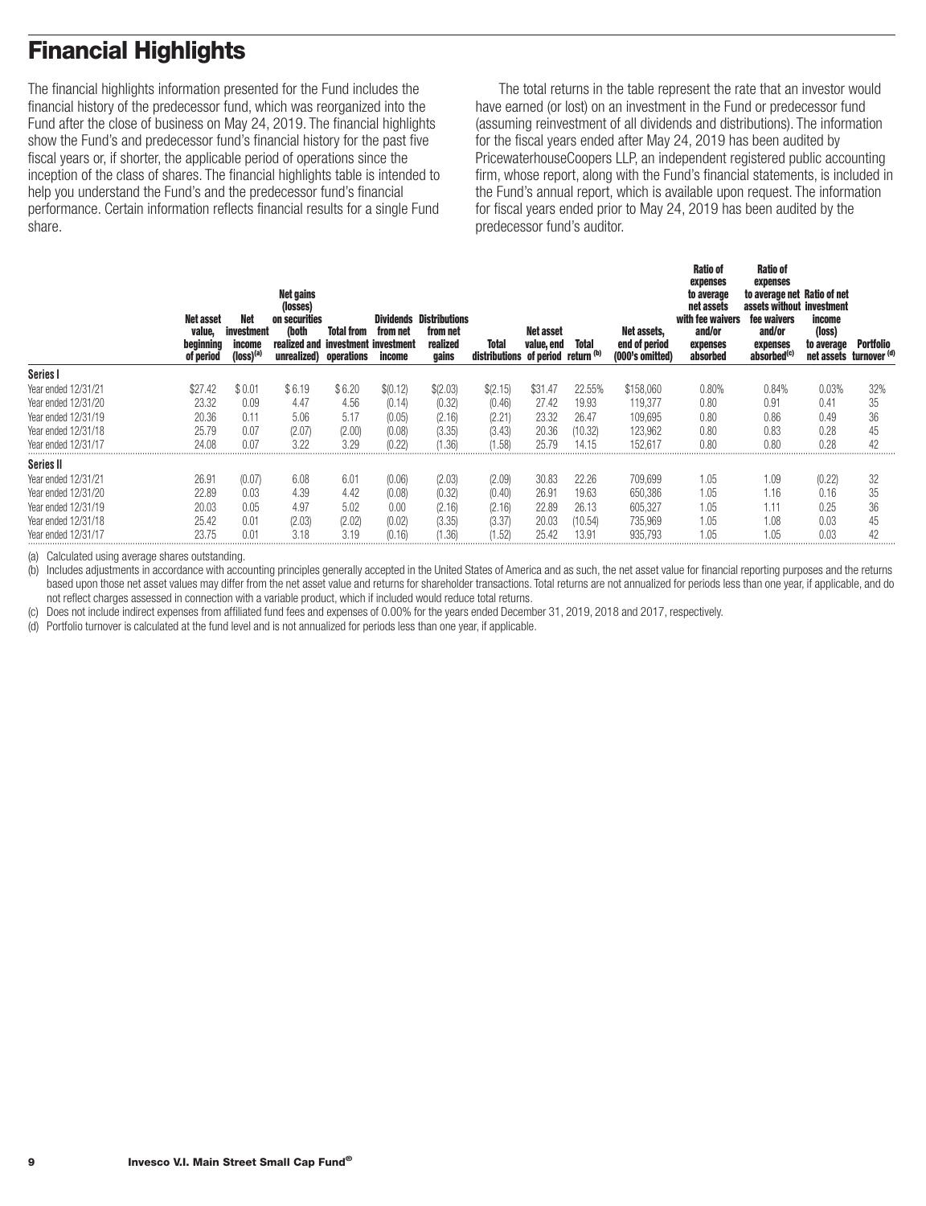# Financial Highlights

The financial highlights information presented for the Fund includes the financial history of the predecessor fund, which was reorganized into the Fund after the close of business on May 24, 2019. The financial highlights show the Fund's and predecessor fund's financial history for the past five fiscal years or, if shorter, the applicable period of operations since the inception of the class of shares. The financial highlights table is intended to help you understand the Fund's and the predecessor fund's financial performance. Certain information reflects financial results for a single Fund share.

The total returns in the table represent the rate that an investor would have earned (or lost) on an investment in the Fund or predecessor fund (assuming reinvestment of all dividends and distributions). The information for the fiscal years ended after May 24, 2019 has been audited by PricewaterhouseCoopers LLP, an independent registered public accounting firm, whose report, along with the Fund's financial statements, is included in the Fund's annual report, which is available upon request. The information for fiscal years ended prior to May 24, 2019 has been audited by the predecessor fund's auditor.

| | Net asset value, beginning of period | Net investment income (loss)[(a)] | Net gains (losses) on securities (both realized and unrealized) | Total from investment operations | Dividends from net investment income | Distributions from net realized gains | Total distributions | Net asset value, end of period | Total return[(b)] | Net assets, end of period (000's omitted) | Ratio of expenses to average net assets with fee waivers and/or expenses absorbed | Ratio of expenses to average net assets without fee waivers and/or expenses absorbed[(c)] | Ratio of net investment income (loss) to average net assets | Portfolio turnover[(d)] |
|---|---|---|---|---|---|---|---|---|---|---|---|---|---|---|
| **Series I** | | | | | | | | | | | | | | |
| Year ended 12/31/21 | $27.42 | $ 0.01 | $ 6.19 | $ 6.20 | $(0.12) | $(2.03) | $(2.15) | $31.47 | 22.55% | $158,060 | 0.80% | 0.84% | 0.03% | 32% |
| Year ended 12/31/20 | 23.32 | 0.09 | 4.47 | 4.56 | (0.14) | (0.32) | (0.46) | 27.42 | 19.93 | 119,377 | 0.80 | 0.91 | 0.41 | 35 |
| Year ended 12/31/19 | 20.36 | 0.11 | 5.06 | 5.17 | (0.05) | (2.16) | (2.21) | 23.32 | 26.47 | 109,695 | 0.80 | 0.86 | 0.49 | 36 |
| Year ended 12/31/18 | 25.79 | 0.07 | (2.07) | (2.00) | (0.08) | (3.35) | (3.43) | 20.36 | (10.32) | 123,962 | 0.80 | 0.83 | 0.28 | 45 |
| Year ended 12/31/17 | 24.08 | 0.07 | 3.22 | 3.29 | (0.22) | (1.36) | (1.58) | 25.79 | 14.15 | 152,617 | 0.80 | 0.80 | 0.28 | 42 |
| **Series II** | | | | | | | | | | | | | | |
| Year ended 12/31/21 | 26.91 | (0.07) | 6.08 | 6.01 | (0.06) | (2.03) | (2.09) | 30.83 | 22.26 | 709,699 | 1.05 | 1.09 | (0.22) | 32 |
| Year ended 12/31/20 | 22.89 | 0.03 | 4.39 | 4.42 | (0.08) | (0.32) | (0.40) | 26.91 | 19.63 | 650,386 | 1.05 | 1.16 | 0.16 | 35 |
| Year ended 12/31/19 | 20.03 | 0.05 | 4.97 | 5.02 | 0.00 | (2.16) | (2.16) | 22.89 | 26.13 | 605,327 | 1.05 | 1.11 | 0.25 | 36 |
| Year ended 12/31/18 | 25.42 | 0.01 | (2.03) | (2.02) | (0.02) | (3.35) | (3.37) | 20.03 | (10.54) | 735,969 | 1.05 | 1.08 | 0.03 | 45 |
| Year ended 12/31/17 | 23.75 | 0.01 | 3.18 | 3.19 | (0.16) | (1.36) | (1.52) | 25.42 | 13.91 | 935,793 | 1.05 | 1.05 | 0.03 | 42 |

(a) Calculated using average shares outstanding.

(b) Includes adjustments in accordance with accounting principles generally accepted in the United States of America and as such, the net asset value for financial reporting purposes and the returns based upon those net asset values may differ from the net asset value and returns for shareholder transactions. Total returns are not annualized for periods less than one year, if applicable, and do not reflect charges assessed in connection with a variable product, which if included would reduce total returns.

(c) Does not include indirect expenses from affiliated fund fees and expenses of 0.00% for the years ended December 31, 2019, 2018 and 2017, respectively.

(d) Portfolio turnover is calculated at the fund level and is not annualized for periods less than one year, if applicable.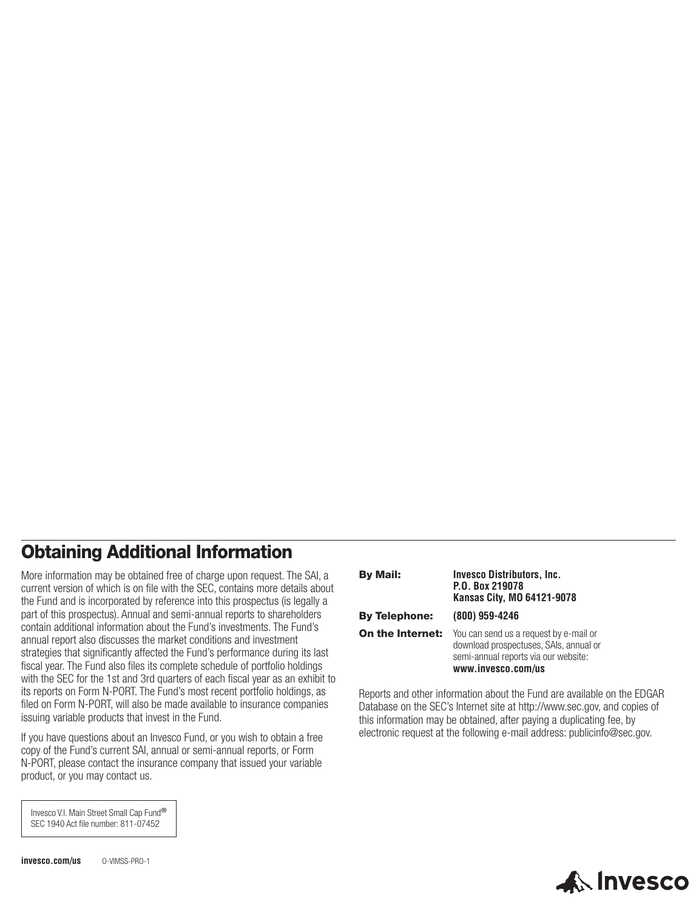## Obtaining Additional Information

More information may be obtained free of charge upon request. The SAI, a current version of which is on file with the SEC, contains more details about the Fund and is incorporated by reference into this prospectus (is legally a part of this prospectus). Annual and semi-annual reports to shareholders contain additional information about the Fund's investments. The Fund's annual report also discusses the market conditions and investment strategies that significantly affected the Fund's performance during its last fiscal year. The Fund also files its complete schedule of portfolio holdings with the SEC for the 1st and 3rd quarters of each fiscal year as an exhibit to its reports on Form N-PORT. The Fund's most recent portfolio holdings, as filed on Form N-PORT, will also be made available to insurance companies issuing variable products that invest in the Fund.

If you have questions about an Invesco Fund, or you wish to obtain a free copy of the Fund's current SAI, annual or semi-annual reports, or Form N-PORT, please contact the insurance company that issued your variable product, or you may contact us.

| | |
|---|---|
| **By Mail:** | **Invesco Distributors, Inc.**<br>**P.O. Box 219078**<br>**Kansas City, MO 64121-9078** |
| **By Telephone:** | **(800) 959-4246** |
| **On the Internet:** | You can send us a request by e-mail or download prospectuses, SAIs, annual or semi-annual reports via our website: **www.invesco.com/us** |

Reports and other information about the Fund are available on the EDGAR Database on the SEC's Internet site at http://www.sec.gov, and copies of this information may be obtained, after paying a duplicating fee, by electronic request at the following e-mail address: publicinfo@sec.gov.

Invesco V.I. Main Street Small Cap Fund®
SEC 1940 Act file number: 811-07452

**invesco.com/us** O-VIMSS-PRO-1

Invesco